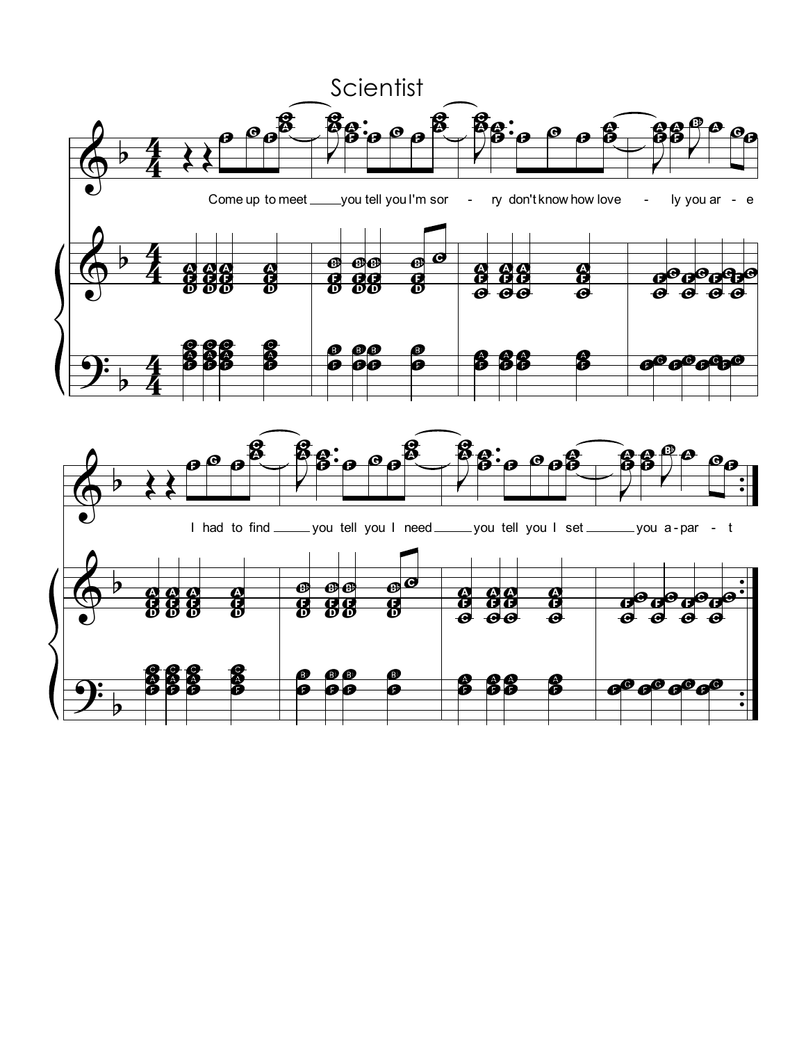# Scientist

Come up to meet you tell you I'm sor - ry don't know how love - ly you ar - e

I had to find you tell you I need you tell you I set you a-par - t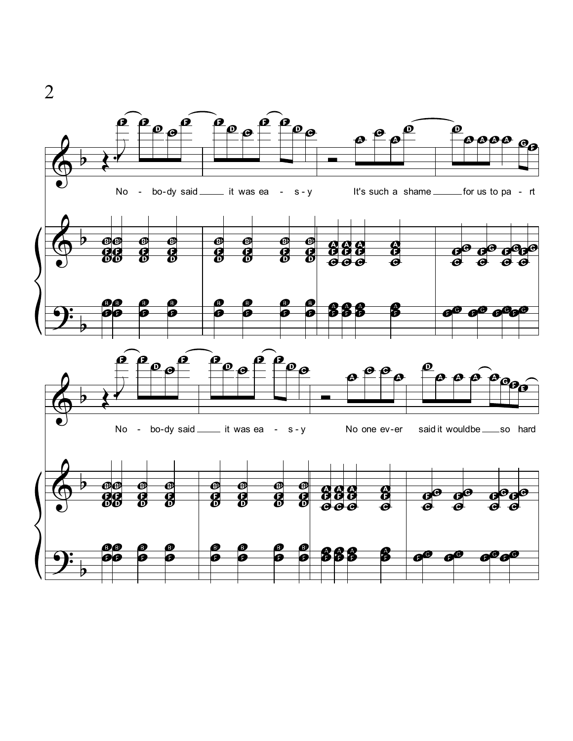No - bo-dy said it was ea - s - y It's such a shame for us to pa - rt

No - bo-dy said it was ea - s - y No one ev-er said it wouldbe so hard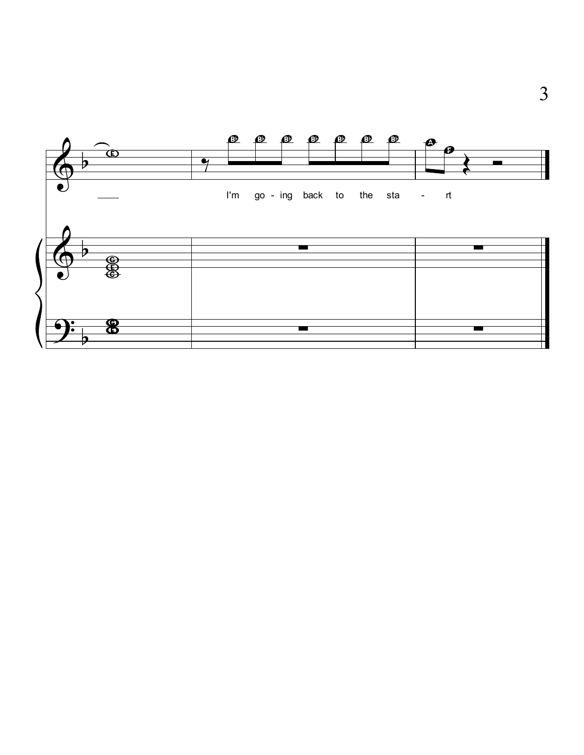I'm go - ing back to the sta - rt